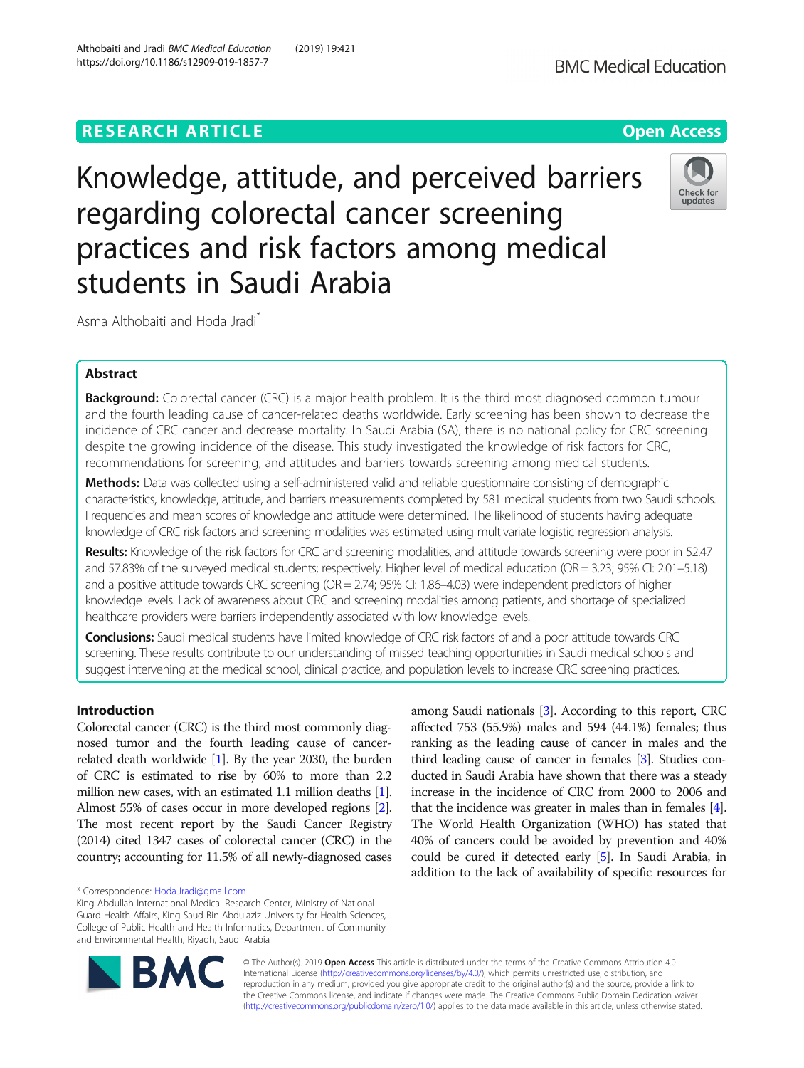# Knowledge, attitude, and perceived barriers regarding colorectal cancer screening practices and risk factors among medical students in Saudi Arabia

Asma Althobaiti and Hoda Jradi*

## Abstract

**Background:** Colorectal cancer (CRC) is a major health problem. It is the third most diagnosed common tumour and the fourth leading cause of cancer-related deaths worldwide. Early screening has been shown to decrease the incidence of CRC cancer and decrease mortality. In Saudi Arabia (SA), there is no national policy for CRC screening despite the growing incidence of the disease. This study investigated the knowledge of risk factors for CRC, recommendations for screening, and attitudes and barriers towards screening among medical students.

**Methods:** Data was collected using a self-administered valid and reliable questionnaire consisting of demographic characteristics, knowledge, attitude, and barriers measurements completed by 581 medical students from two Saudi schools. Frequencies and mean scores of knowledge and attitude were determined. The likelihood of students having adequate knowledge of CRC risk factors and screening modalities was estimated using multivariate logistic regression analysis.

**Results:** Knowledge of the risk factors for CRC and screening modalities, and attitude towards screening were poor in 52.47 and 57.83% of the surveyed medical students; respectively. Higher level of medical education (OR = 3.23; 95% CI: 2.01–5.18) and a positive attitude towards CRC screening (OR = 2.74; 95% CI: 1.86–4.03) were independent predictors of higher knowledge levels. Lack of awareness about CRC and screening modalities among patients, and shortage of specialized healthcare providers were barriers independently associated with low knowledge levels.

**Conclusions:** Saudi medical students have limited knowledge of CRC risk factors of and a poor attitude towards CRC screening. These results contribute to our understanding of missed teaching opportunities in Saudi medical schools and suggest intervening at the medical school, clinical practice, and population levels to increase CRC screening practices.

## Introduction

Colorectal cancer (CRC) is the third most commonly diagnosed tumor and the fourth leading cause of cancer-related death worldwide [1]. By the year 2030, the burden of CRC is estimated to rise by 60% to more than 2.2 million new cases, with an estimated 1.1 million deaths [1]. Almost 55% of cases occur in more developed regions [2]. The most recent report by the Saudi Cancer Registry (2014) cited 1347 cases of colorectal cancer (CRC) in the country; accounting for 11.5% of all newly-diagnosed cases among Saudi nationals [3]. According to this report, CRC affected 753 (55.9%) males and 594 (44.1%) females; thus ranking as the leading cause of cancer in males and the third leading cause of cancer in females [3]. Studies conducted in Saudi Arabia have shown that there was a steady increase in the incidence of CRC from 2000 to 2006 and that the incidence was greater in males than in females [4]. The World Health Organization (WHO) has stated that 40% of cancers could be avoided by prevention and 40% could be cured if detected early [5]. In Saudi Arabia, in addition to the lack of availability of specific resources for

* Correspondence: Hoda.Jradi@gmail.com
King Abdullah International Medical Research Center, Ministry of National Guard Health Affairs, King Saud Bin Abdulaziz University for Health Sciences, College of Public Health and Health Informatics, Department of Community and Environmental Health, Riyadh, Saudi Arabia

© The Author(s). 2019 **Open Access** This article is distributed under the terms of the Creative Commons Attribution 4.0 International License (http://creativecommons.org/licenses/by/4.0/), which permits unrestricted use, distribution, and reproduction in any medium, provided you give appropriate credit to the original author(s) and the source, provide a link to the Creative Commons license, and indicate if changes were made. The Creative Commons Public Domain Dedication waiver (http://creativecommons.org/publicdomain/zero/1.0/) applies to the data made available in this article, unless otherwise stated.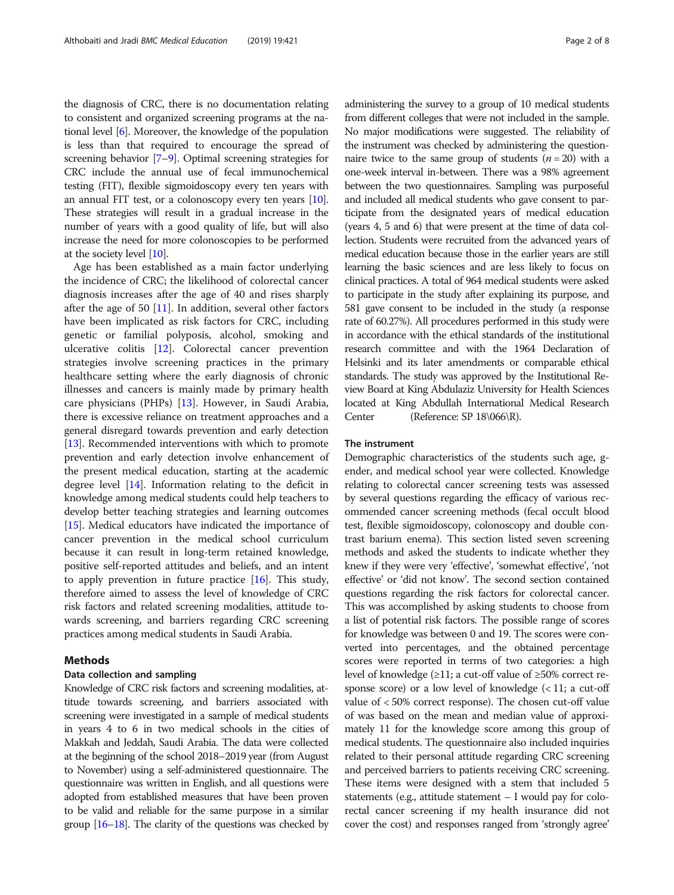the diagnosis of CRC, there is no documentation relating to consistent and organized screening programs at the national level [6]. Moreover, the knowledge of the population is less than that required to encourage the spread of screening behavior [7–9]. Optimal screening strategies for CRC include the annual use of fecal immunochemical testing (FIT), flexible sigmoidoscopy every ten years with an annual FIT test, or a colonoscopy every ten years [10]. These strategies will result in a gradual increase in the number of years with a good quality of life, but will also increase the need for more colonoscopies to be performed at the society level [10].

Age has been established as a main factor underlying the incidence of CRC; the likelihood of colorectal cancer diagnosis increases after the age of 40 and rises sharply after the age of 50 [11]. In addition, several other factors have been implicated as risk factors for CRC, including genetic or familial polyposis, alcohol, smoking and ulcerative colitis [12]. Colorectal cancer prevention strategies involve screening practices in the primary healthcare setting where the early diagnosis of chronic illnesses and cancers is mainly made by primary health care physicians (PHPs) [13]. However, in Saudi Arabia, there is excessive reliance on treatment approaches and a general disregard towards prevention and early detection [13]. Recommended interventions with which to promote prevention and early detection involve enhancement of the present medical education, starting at the academic degree level [14]. Information relating to the deficit in knowledge among medical students could help teachers to develop better teaching strategies and learning outcomes [15]. Medical educators have indicated the importance of cancer prevention in the medical school curriculum because it can result in long-term retained knowledge, positive self-reported attitudes and beliefs, and an intent to apply prevention in future practice [16]. This study, therefore aimed to assess the level of knowledge of CRC risk factors and related screening modalities, attitude towards screening, and barriers regarding CRC screening practices among medical students in Saudi Arabia.

## Methods

### Data collection and sampling

Knowledge of CRC risk factors and screening modalities, attitude towards screening, and barriers associated with screening were investigated in a sample of medical students in years 4 to 6 in two medical schools in the cities of Makkah and Jeddah, Saudi Arabia. The data were collected at the beginning of the school 2018–2019 year (from August to November) using a self-administered questionnaire. The questionnaire was written in English, and all questions were adopted from established measures that have been proven to be valid and reliable for the same purpose in a similar group [16–18]. The clarity of the questions was checked by administering the survey to a group of 10 medical students from different colleges that were not included in the sample. No major modifications were suggested. The reliability of the instrument was checked by administering the questionnaire twice to the same group of students ($n = 20$) with a one-week interval in-between. There was a 98% agreement between the two questionnaires. Sampling was purposeful and included all medical students who gave consent to participate from the designated years of medical education (years 4, 5 and 6) that were present at the time of data collection. Students were recruited from the advanced years of medical education because those in the earlier years are still learning the basic sciences and are less likely to focus on clinical practices. A total of 964 medical students were asked to participate in the study after explaining its purpose, and 581 gave consent to be included in the study (a response rate of 60.27%). All procedures performed in this study were in accordance with the ethical standards of the institutional research committee and with the 1964 Declaration of Helsinki and its later amendments or comparable ethical standards. The study was approved by the Institutional Review Board at King Abdulaziz University for Health Sciences located at King Abdullah International Medical Research Center (Reference: SP 18\066\R).

### The instrument

Demographic characteristics of the students such age, gender, and medical school year were collected. Knowledge relating to colorectal cancer screening tests was assessed by several questions regarding the efficacy of various recommended cancer screening methods (fecal occult blood test, flexible sigmoidoscopy, colonoscopy and double contrast barium enema). This section listed seven screening methods and asked the students to indicate whether they knew if they were very 'effective', 'somewhat effective', 'not effective' or 'did not know'. The second section contained questions regarding the risk factors for colorectal cancer. This was accomplished by asking students to choose from a list of potential risk factors. The possible range of scores for knowledge was between 0 and 19. The scores were converted into percentages, and the obtained percentage scores were reported in terms of two categories: a high level of knowledge (≥11; a cut-off value of ≥50% correct response score) or a low level of knowledge (< 11; a cut-off value of < 50% correct response). The chosen cut-off value of was based on the mean and median value of approximately 11 for the knowledge score among this group of medical students. The questionnaire also included inquiries related to their personal attitude regarding CRC screening and perceived barriers to patients receiving CRC screening. These items were designed with a stem that included 5 statements (e.g., attitude statement – I would pay for colorectal cancer screening if my health insurance did not cover the cost) and responses ranged from 'strongly agree'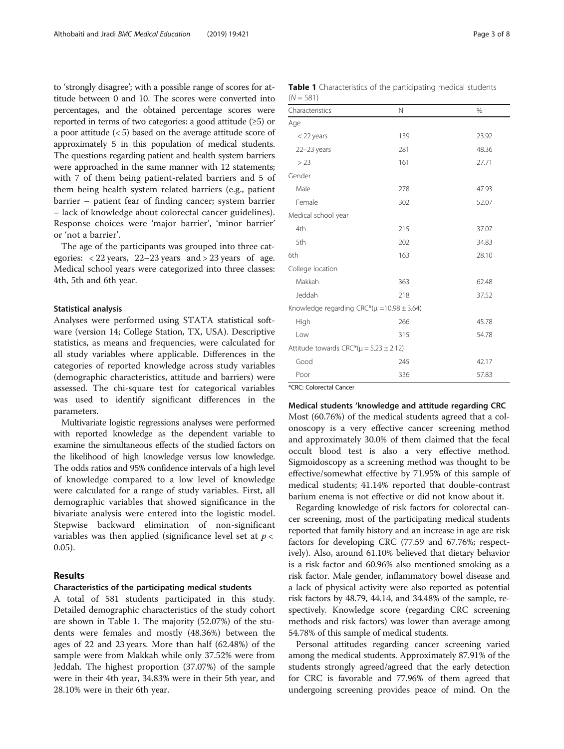to 'strongly disagree'; with a possible range of scores for attitude between 0 and 10. The scores were converted into percentages, and the obtained percentage scores were reported in terms of two categories: a good attitude (≥5) or a poor attitude (< 5) based on the average attitude score of approximately 5 in this population of medical students. The questions regarding patient and health system barriers were approached in the same manner with 12 statements; with 7 of them being patient-related barriers and 5 of them being health system related barriers (e.g., patient barrier – patient fear of finding cancer; system barrier – lack of knowledge about colorectal cancer guidelines). Response choices were 'major barrier', 'minor barrier' or 'not a barrier'.

The age of the participants was grouped into three categories: < 22 years, 22–23 years and > 23 years of age. Medical school years were categorized into three classes: 4th, 5th and 6th year.

### Statistical analysis

Analyses were performed using STATA statistical software (version 14; College Station, TX, USA). Descriptive statistics, as means and frequencies, were calculated for all study variables where applicable. Differences in the categories of reported knowledge across study variables (demographic characteristics, attitude and barriers) were assessed. The chi-square test for categorical variables was used to identify significant differences in the parameters.

Multivariate logistic regressions analyses were performed with reported knowledge as the dependent variable to examine the simultaneous effects of the studied factors on the likelihood of high knowledge versus low knowledge. The odds ratios and 95% confidence intervals of a high level of knowledge compared to a low level of knowledge were calculated for a range of study variables. First, all demographic variables that showed significance in the bivariate analysis were entered into the logistic model. Stepwise backward elimination of non-significant variables was then applied (significance level set at $p < 0.05$).

## Results

### Characteristics of the participating medical students

A total of 581 students participated in this study. Detailed demographic characteristics of the study cohort are shown in Table 1. The majority (52.07%) of the students were females and mostly (48.36%) between the ages of 22 and 23 years. More than half (62.48%) of the sample were from Makkah while only 37.52% were from Jeddah. The highest proportion (37.07%) of the sample were in their 4th year, 34.83% were in their 5th year, and 28.10% were in their 6th year.

**Table 1** Characteristics of the participating medical students ($N = 581$)

| Characteristics | N | % |
|---|---|---|
| Age | | |
| < 22 years | 139 | 23.92 |
| 22–23 years | 281 | 48.36 |
| > 23 | 161 | 27.71 |
| Gender | | |
| Male | 278 | 47.93 |
| Female | 302 | 52.07 |
| Medical school year | | |
| 4th | 215 | 37.07 |
| 5th | 202 | 34.83 |
| 6th | 163 | 28.10 |
| College location | | |
| Makkah | 363 | 62.48 |
| Jeddah | 218 | 37.52 |
| Knowledge regarding CRC*($\mu = 10.98 \pm 3.64$) | | |
| High | 266 | 45.78 |
| Low | 315 | 54.78 |
| Attitude towards CRC*($\mu = 5.23 \pm 2.12$) | | |
| Good | 245 | 42.17 |
| Poor | 336 | 57.83 |

*CRC: Colorectal Cancer

### Medical students 'knowledge and attitude regarding CRC

Most (60.76%) of the medical students agreed that a colonoscopy is a very effective cancer screening method and approximately 30.0% of them claimed that the fecal occult blood test is also a very effective method. Sigmoidoscopy as a screening method was thought to be effective/somewhat effective by 71.95% of this sample of medical students; 41.14% reported that double-contrast barium enema is not effective or did not know about it.

Regarding knowledge of risk factors for colorectal cancer screening, most of the participating medical students reported that family history and an increase in age are risk factors for developing CRC (77.59 and 67.76%; respectively). Also, around 61.10% believed that dietary behavior is a risk factor and 60.96% also mentioned smoking as a risk factor. Male gender, inflammatory bowel disease and a lack of physical activity were also reported as potential risk factors by 48.79, 44.14, and 34.48% of the sample, respectively. Knowledge score (regarding CRC screening methods and risk factors) was lower than average among 54.78% of this sample of medical students.

Personal attitudes regarding cancer screening varied among the medical students. Approximately 87.91% of the students strongly agreed/agreed that the early detection for CRC is favorable and 77.96% of them agreed that undergoing screening provides peace of mind. On the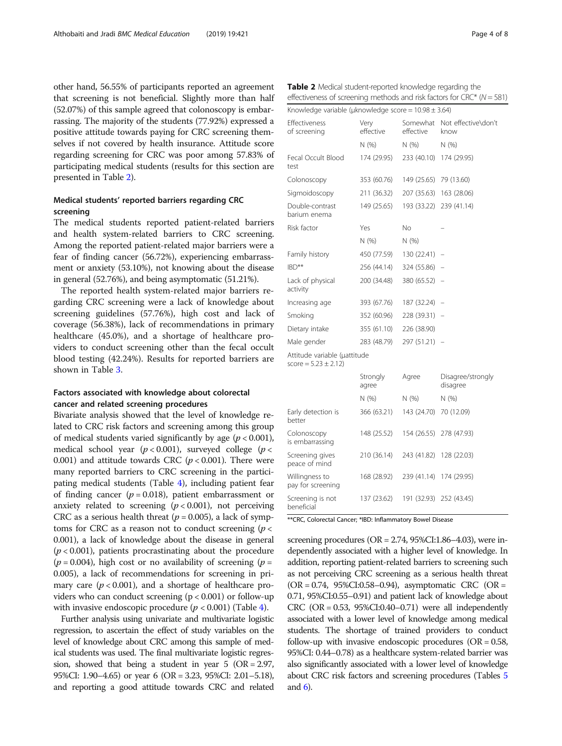other hand, 56.55% of participants reported an agreement that screening is not beneficial. Slightly more than half (52.07%) of this sample agreed that colonoscopy is embarrassing. The majority of the students (77.92%) expressed a positive attitude towards paying for CRC screening themselves if not covered by health insurance. Attitude score regarding screening for CRC was poor among 57.83% of participating medical students (results for this section are presented in Table 2).

### Medical students' reported barriers regarding CRC screening

The medical students reported patient-related barriers and health system-related barriers to CRC screening. Among the reported patient-related major barriers were a fear of finding cancer (56.72%), experiencing embarrassment or anxiety (53.10%), not knowing about the disease in general (52.76%), and being asymptomatic (51.21%).

The reported health system-related major barriers regarding CRC screening were a lack of knowledge about screening guidelines (57.76%), high cost and lack of coverage (56.38%), lack of recommendations in primary healthcare (45.0%), and a shortage of healthcare providers to conduct screening other than the fecal occult blood testing (42.24%). Results for reported barriers are shown in Table 3.

### Factors associated with knowledge about colorectal cancer and related screening procedures

Bivariate analysis showed that the level of knowledge related to CRC risk factors and screening among this group of medical students varied significantly by age ($p < 0.001$), medical school year ($p < 0.001$), surveyed college ($p < 0.001$) and attitude towards CRC ($p < 0.001$). There were many reported barriers to CRC screening in the participating medical students (Table 4), including patient fear of finding cancer ($p = 0.018$), patient embarrassment or anxiety related to screening ($p < 0.001$), not perceiving CRC as a serious health threat ($p = 0.005$), a lack of symptoms for CRC as a reason not to conduct screening ($p < 0.001$), a lack of knowledge about the disease in general ($p < 0.001$), patients procrastinating about the procedure ($p = 0.004$), high cost or no availability of screening ($p = 0.005$), a lack of recommendations for screening in primary care ($p < 0.001$), and a shortage of healthcare providers who can conduct screening ($p < 0.001$) or follow-up with invasive endoscopic procedure ($p < 0.001$) (Table 4).

Further analysis using univariate and multivariate logistic regression, to ascertain the effect of study variables on the level of knowledge about CRC among this sample of medical students was used. The final multivariate logistic regression, showed that being a student in year 5 (OR = 2.97, 95%CI: 1.90–4.65) or year 6 (OR = 3.23, 95%CI: 2.01–5.18), and reporting a good attitude towards CRC and related screening procedures (OR = 2.74, 95%CI:1.86–4.03), were independently associated with a higher level of knowledge. In addition, reporting patient-related barriers to screening such as not perceiving CRC screening as a serious health threat (OR = 0.74, 95%CI:0.58–0.94), asymptomatic CRC (OR = 0.71, 95%CI:0.55–0.91) and patient lack of knowledge about CRC (OR = 0.53, 95%CI:0.40–0.71) were all independently associated with a lower level of knowledge among medical students. The shortage of trained providers to conduct follow-up with invasive endoscopic procedures (OR = 0.58, 95%CI: 0.44–0.78) as a healthcare system-related barrier was also significantly associated with a lower level of knowledge about CRC risk factors and screening procedures (Tables 5 and 6).

**Table 2** Medical student-reported knowledge regarding the effectiveness of screening methods and risk factors for CRC* (N = 581)

| Knowledge variable (μknowledge score = 10.98 ± 3.64) | | | |
|---|---|---|---|
| Effectiveness of screening | Very effective | Somewhat effective | Not effective\don't know |
| | N (%) | N (%) | N (%) |
| Fecal Occult Blood test | 174 (29.95) | 233 (40.10) | 174 (29.95) |
| Colonoscopy | 353 (60.76) | 149 (25.65) | 79 (13.60) |
| Sigmoidoscopy | 211 (36.32) | 207 (35.63) | 163 (28.06) |
| Double-contrast barium enema | 149 (25.65) | 193 (33.22) | 239 (41.14) |
| Risk factor | Yes | No | – |
| | N (%) | N (%) | |
| Family history | 450 (77.59) | 130 (22.41) | – |
| IBD** | 256 (44.14) | 324 (55.86) | – |
| Lack of physical activity | 200 (34.48) | 380 (65.52) | – |
| Increasing age | 393 (67.76) | 187 (32.24) | – |
| Smoking | 352 (60.96) | 228 (39.31) | – |
| Dietary intake | 355 (61.10) | 226 (38.90) | |
| Male gender | 283 (48.79) | 297 (51.21) | – |
| Attitude variable (μattitude score = 5.23 ± 2.12) | | | |
| | Strongly agree | Agree | Disagree/strongly disagree |
| | N (%) | N (%) | N (%) |
| Early detection is better | 366 (63.21) | 143 (24.70) | 70 (12.09) |
| Colonoscopy is embarrassing | 148 (25.52) | 154 (26.55) | 278 (47.93) |
| Screening gives peace of mind | 210 (36.14) | 243 (41.82) | 128 (22.03) |
| Willingness to pay for screening | 168 (28.92) | 239 (41.14) | 174 (29.95) |
| Screening is not beneficial | 137 (23.62) | 191 (32.93) | 252 (43.45) |

**CRC, Colorectal Cancer; *IBD: Inflammatory Bowel Disease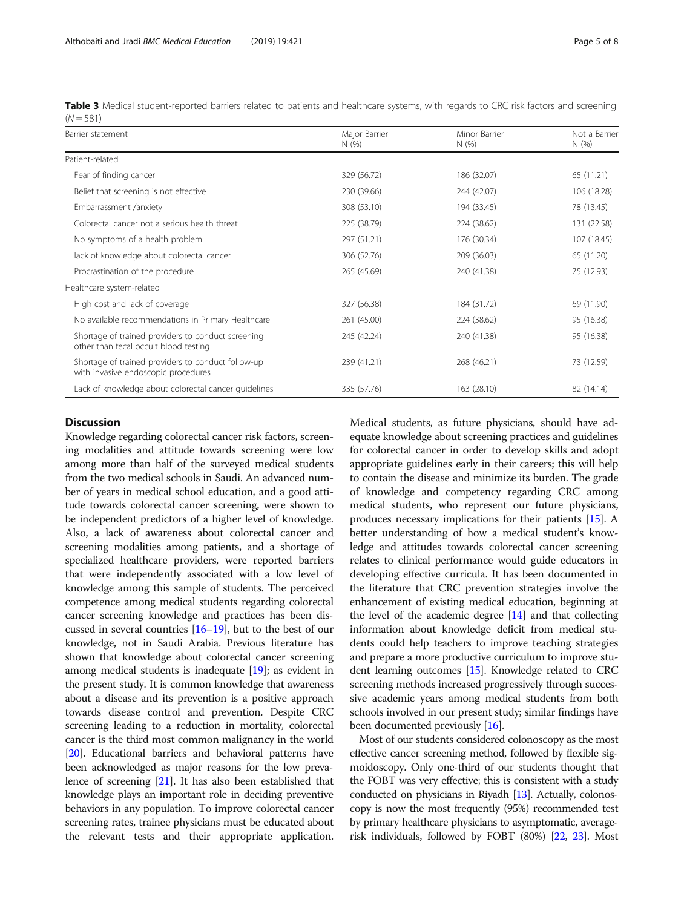**Table 3** Medical student-reported barriers related to patients and healthcare systems, with regards to CRC risk factors and screening (N = 581)

| Barrier statement | Major Barrier N (%) | Minor Barrier N (%) | Not a Barrier N (%) |
|---|---|---|---|
| Patient-related | | | |
| Fear of finding cancer | 329 (56.72) | 186 (32.07) | 65 (11.21) |
| Belief that screening is not effective | 230 (39.66) | 244 (42.07) | 106 (18.28) |
| Embarrassment /anxiety | 308 (53.10) | 194 (33.45) | 78 (13.45) |
| Colorectal cancer not a serious health threat | 225 (38.79) | 224 (38.62) | 131 (22.58) |
| No symptoms of a health problem | 297 (51.21) | 176 (30.34) | 107 (18.45) |
| lack of knowledge about colorectal cancer | 306 (52.76) | 209 (36.03) | 65 (11.20) |
| Procrastination of the procedure | 265 (45.69) | 240 (41.38) | 75 (12.93) |
| Healthcare system-related | | | |
| High cost and lack of coverage | 327 (56.38) | 184 (31.72) | 69 (11.90) |
| No available recommendations in Primary Healthcare | 261 (45.00) | 224 (38.62) | 95 (16.38) |
| Shortage of trained providers to conduct screening other than fecal occult blood testing | 245 (42.24) | 240 (41.38) | 95 (16.38) |
| Shortage of trained providers to conduct follow-up with invasive endoscopic procedures | 239 (41.21) | 268 (46.21) | 73 (12.59) |
| Lack of knowledge about colorectal cancer guidelines | 335 (57.76) | 163 (28.10) | 82 (14.14) |

## Discussion

Knowledge regarding colorectal cancer risk factors, screening modalities and attitude towards screening were low among more than half of the surveyed medical students from the two medical schools in Saudi. An advanced number of years in medical school education, and a good attitude towards colorectal cancer screening, were shown to be independent predictors of a higher level of knowledge. Also, a lack of awareness about colorectal cancer and screening modalities among patients, and a shortage of specialized healthcare providers, were reported barriers that were independently associated with a low level of knowledge among this sample of students. The perceived competence among medical students regarding colorectal cancer screening knowledge and practices has been discussed in several countries [16–19], but to the best of our knowledge, not in Saudi Arabia. Previous literature has shown that knowledge about colorectal cancer screening among medical students is inadequate [19]; as evident in the present study. It is common knowledge that awareness about a disease and its prevention is a positive approach towards disease control and prevention. Despite CRC screening leading to a reduction in mortality, colorectal cancer is the third most common malignancy in the world [20]. Educational barriers and behavioral patterns have been acknowledged as major reasons for the low prevalence of screening [21]. It has also been established that knowledge plays an important role in deciding preventive behaviors in any population. To improve colorectal cancer screening rates, trainee physicians must be educated about the relevant tests and their appropriate application. Medical students, as future physicians, should have adequate knowledge about screening practices and guidelines for colorectal cancer in order to develop skills and adopt appropriate guidelines early in their careers; this will help to contain the disease and minimize its burden. The grade of knowledge and competency regarding CRC among medical students, who represent our future physicians, produces necessary implications for their patients [15]. A better understanding of how a medical student's knowledge and attitudes towards colorectal cancer screening relates to clinical performance would guide educators in developing effective curricula. It has been documented in the literature that CRC prevention strategies involve the enhancement of existing medical education, beginning at the level of the academic degree [14] and that collecting information about knowledge deficit from medical students could help teachers to improve teaching strategies and prepare a more productive curriculum to improve student learning outcomes [15]. Knowledge related to CRC screening methods increased progressively through successive academic years among medical students from both schools involved in our present study; similar findings have been documented previously [16].

Most of our students considered colonoscopy as the most effective cancer screening method, followed by flexible sigmoidoscopy. Only one-third of our students thought that the FOBT was very effective; this is consistent with a study conducted on physicians in Riyadh [13]. Actually, colonoscopy is now the most frequently (95%) recommended test by primary healthcare physicians to asymptomatic, average-risk individuals, followed by FOBT (80%) [22, 23]. Most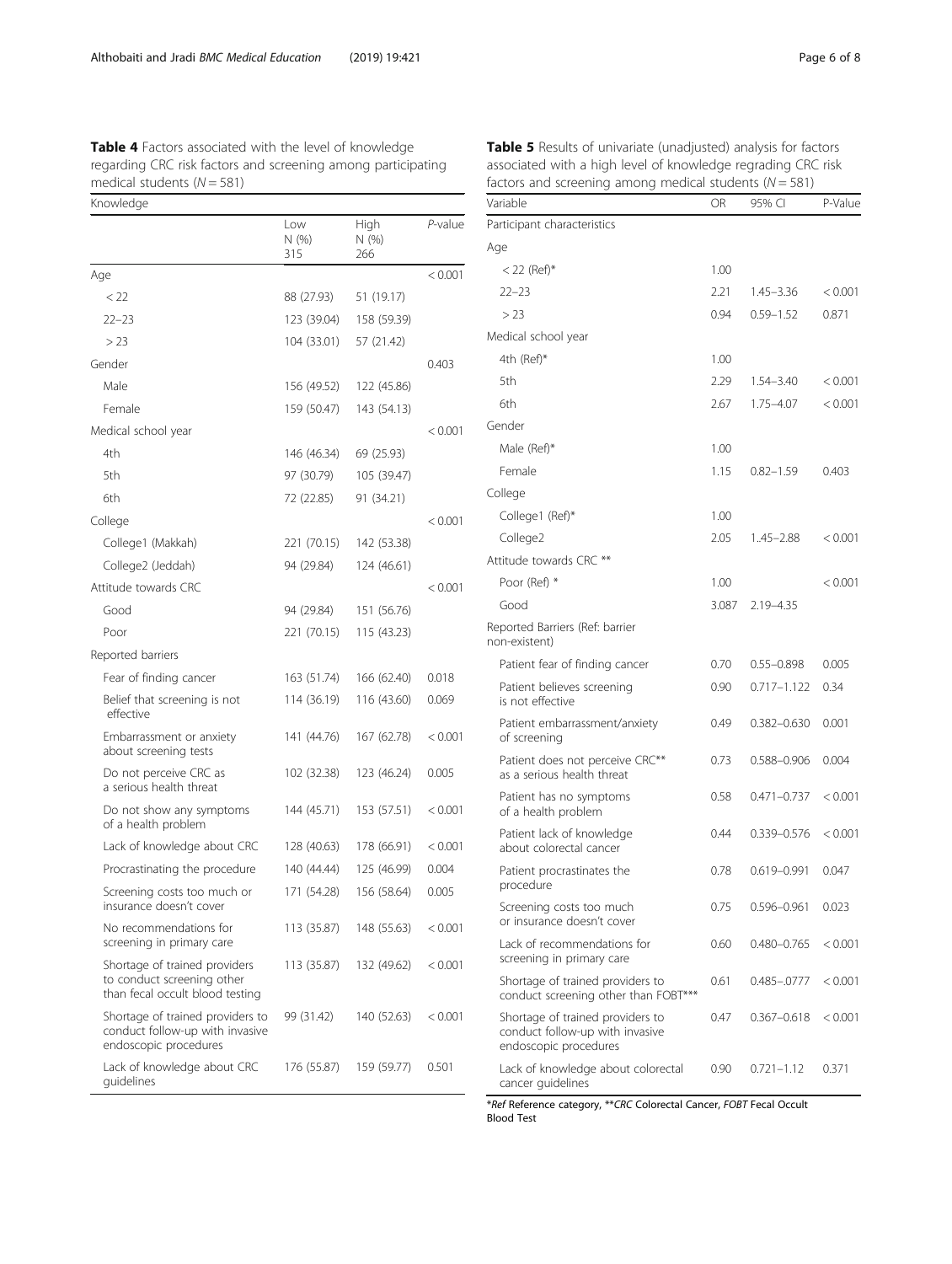**Table 4** Factors associated with the level of knowledge regarding CRC risk factors and screening among participating medical students (*N* = 581)

| Knowledge | | | |
|---|---|---|---|
| | Low N (%) 315 | High N (%) 266 | *P*-value |
| Age | | | < 0.001 |
| < 22 | 88 (27.93) | 51 (19.17) | |
| 22–23 | 123 (39.04) | 158 (59.39) | |
| > 23 | 104 (33.01) | 57 (21.42) | |
| Gender | | | 0.403 |
| Male | 156 (49.52) | 122 (45.86) | |
| Female | 159 (50.47) | 143 (54.13) | |
| Medical school year | | | < 0.001 |
| 4th | 146 (46.34) | 69 (25.93) | |
| 5th | 97 (30.79) | 105 (39.47) | |
| 6th | 72 (22.85) | 91 (34.21) | |
| College | | | < 0.001 |
| College1 (Makkah) | 221 (70.15) | 142 (53.38) | |
| College2 (Jeddah) | 94 (29.84) | 124 (46.61) | |
| Attitude towards CRC | | | < 0.001 |
| Good | 94 (29.84) | 151 (56.76) | |
| Poor | 221 (70.15) | 115 (43.23) | |
| Reported barriers | | | |
| Fear of finding cancer | 163 (51.74) | 166 (62.40) | 0.018 |
| Belief that screening is not effective | 114 (36.19) | 116 (43.60) | 0.069 |
| Embarrassment or anxiety about screening tests | 141 (44.76) | 167 (62.78) | < 0.001 |
| Do not perceive CRC as a serious health threat | 102 (32.38) | 123 (46.24) | 0.005 |
| Do not show any symptoms of a health problem | 144 (45.71) | 153 (57.51) | < 0.001 |
| Lack of knowledge about CRC | 128 (40.63) | 178 (66.91) | < 0.001 |
| Procrastinating the procedure | 140 (44.44) | 125 (46.99) | 0.004 |
| Screening costs too much or insurance doesn't cover | 171 (54.28) | 156 (58.64) | 0.005 |
| No recommendations for screening in primary care | 113 (35.87) | 148 (55.63) | < 0.001 |
| Shortage of trained providers to conduct screening other than fecal occult blood testing | 113 (35.87) | 132 (49.62) | < 0.001 |
| Shortage of trained providers to conduct follow-up with invasive endoscopic procedures | 99 (31.42) | 140 (52.63) | < 0.001 |
| Lack of knowledge about CRC guidelines | 176 (55.87) | 159 (59.77) | 0.501 |

**Table 5** Results of univariate (unadjusted) analysis for factors associated with a high level of knowledge regrading CRC risk factors and screening among medical students (*N* = 581)

| Variable | OR | 95% CI | P-Value |
|---|---|---|---|
| Participant characteristics | | | |
| Age | | | |
| < 22 (Ref)* | 1.00 | | |
| 22–23 | 2.21 | 1.45–3.36 | < 0.001 |
| > 23 | 0.94 | 0.59–1.52 | 0.871 |
| Medical school year | | | |
| 4th (Ref)* | 1.00 | | |
| 5th | 2.29 | 1.54–3.40 | < 0.001 |
| 6th | 2.67 | 1.75–4.07 | < 0.001 |
| Gender | | | |
| Male (Ref)* | 1.00 | | |
| Female | 1.15 | 0.82–1.59 | 0.403 |
| College | | | |
| College1 (Ref)* | 1.00 | | |
| College2 | 2.05 | 1..45–2.88 | < 0.001 |
| Attitude towards CRC ** | | | |
| Poor (Ref) * | 1.00 | | < 0.001 |
| Good | 3.087 | 2.19–4.35 | |
| Reported Barriers (Ref: barrier non-existent) | | | |
| Patient fear of finding cancer | 0.70 | 0.55–0.898 | 0.005 |
| Patient believes screening is not effective | 0.90 | 0.717–1.122 | 0.34 |
| Patient embarrassment/anxiety of screening | 0.49 | 0.382–0.630 | 0.001 |
| Patient does not perceive CRC** as a serious health threat | 0.73 | 0.588–0.906 | 0.004 |
| Patient has no symptoms of a health problem | 0.58 | 0.471–0.737 | < 0.001 |
| Patient lack of knowledge about colorectal cancer | 0.44 | 0.339–0.576 | < 0.001 |
| Patient procrastinates the procedure | 0.78 | 0.619–0.991 | 0.047 |
| Screening costs too much or insurance doesn't cover | 0.75 | 0.596–0.961 | 0.023 |
| Lack of recommendations for screening in primary care | 0.60 | 0.480–0.765 | < 0.001 |
| Shortage of trained providers to conduct screening other than FOBT*** | 0.61 | 0.485–.0777 | < 0.001 |
| Shortage of trained providers to conduct follow-up with invasive endoscopic procedures | 0.47 | 0.367–0.618 | < 0.001 |
| Lack of knowledge about colorectal cancer guidelines | 0.90 | 0.721–1.12 | 0.371 |

**Ref* Reference category, ***CRC* Colorectal Cancer, *FOBT* Fecal Occult Blood Test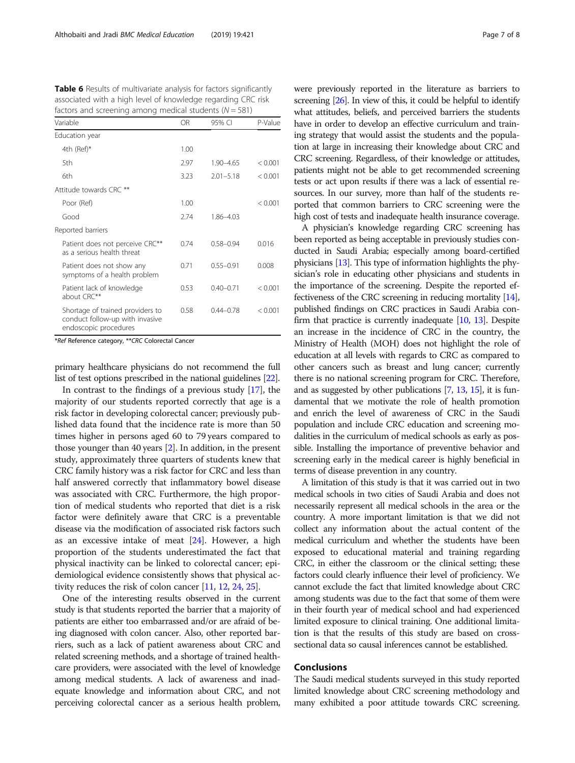**Table 6** Results of multivariate analysis for factors significantly associated with a high level of knowledge regarding CRC risk factors and screening among medical students (*N* = 581)

| Variable | OR | 95% CI | P-Value |
|---|---|---|---|
| Education year | | | |
| 4th (Ref)* | 1.00 | | |
| 5th | 2.97 | 1.90–4.65 | < 0.001 |
| 6th | 3.23 | 2.01–5.18 | < 0.001 |
| Attitude towards CRC ** | | | |
| Poor (Ref) | 1.00 | | < 0.001 |
| Good | 2.74 | 1.86–4.03 | |
| Reported barriers | | | |
| Patient does not perceive CRC** as a serious health threat | 0.74 | 0.58–0.94 | 0.016 |
| Patient does not show any symptoms of a health problem | 0.71 | 0.55–0.91 | 0.008 |
| Patient lack of knowledge about CRC** | 0.53 | 0.40–0.71 | < 0.001 |
| Shortage of trained providers to conduct follow-up with invasive endoscopic procedures | 0.58 | 0.44–0.78 | < 0.001 |

*\*Ref* Reference category, *\*\*CRC* Colorectal Cancer

primary healthcare physicians do not recommend the full list of test options prescribed in the national guidelines [22].

In contrast to the findings of a previous study [17], the majority of our students reported correctly that age is a risk factor in developing colorectal cancer; previously published data found that the incidence rate is more than 50 times higher in persons aged 60 to 79 years compared to those younger than 40 years [2]. In addition, in the present study, approximately three quarters of students knew that CRC family history was a risk factor for CRC and less than half answered correctly that inflammatory bowel disease was associated with CRC. Furthermore, the high proportion of medical students who reported that diet is a risk factor were definitely aware that CRC is a preventable disease via the modification of associated risk factors such as an excessive intake of meat [24]. However, a high proportion of the students underestimated the fact that physical inactivity can be linked to colorectal cancer; epidemiological evidence consistently shows that physical activity reduces the risk of colon cancer [11, 12, 24, 25].

One of the interesting results observed in the current study is that students reported the barrier that a majority of patients are either too embarrassed and/or are afraid of being diagnosed with colon cancer. Also, other reported barriers, such as a lack of patient awareness about CRC and related screening methods, and a shortage of trained healthcare providers, were associated with the level of knowledge among medical students. A lack of awareness and inadequate knowledge and information about CRC, and not perceiving colorectal cancer as a serious health problem, were previously reported in the literature as barriers to screening [26]. In view of this, it could be helpful to identify what attitudes, beliefs, and perceived barriers the students have in order to develop an effective curriculum and training strategy that would assist the students and the population at large in increasing their knowledge about CRC and CRC screening. Regardless, of their knowledge or attitudes, patients might not be able to get recommended screening tests or act upon results if there was a lack of essential resources. In our survey, more than half of the students reported that common barriers to CRC screening were the high cost of tests and inadequate health insurance coverage.

A physician's knowledge regarding CRC screening has been reported as being acceptable in previously studies conducted in Saudi Arabia; especially among board-certified physicians [13]. This type of information highlights the physician's role in educating other physicians and students in the importance of the screening. Despite the reported effectiveness of the CRC screening in reducing mortality [14], published findings on CRC practices in Saudi Arabia confirm that practice is currently inadequate [10, 13]. Despite an increase in the incidence of CRC in the country, the Ministry of Health (MOH) does not highlight the role of education at all levels with regards to CRC as compared to other cancers such as breast and lung cancer; currently there is no national screening program for CRC. Therefore, and as suggested by other publications [7, 13, 15], it is fundamental that we motivate the role of health promotion and enrich the level of awareness of CRC in the Saudi population and include CRC education and screening modalities in the curriculum of medical schools as early as possible. Installing the importance of preventive behavior and screening early in the medical career is highly beneficial in terms of disease prevention in any country.

A limitation of this study is that it was carried out in two medical schools in two cities of Saudi Arabia and does not necessarily represent all medical schools in the area or the country. A more important limitation is that we did not collect any information about the actual content of the medical curriculum and whether the students have been exposed to educational material and training regarding CRC, in either the classroom or the clinical setting; these factors could clearly influence their level of proficiency. We cannot exclude the fact that limited knowledge about CRC among students was due to the fact that some of them were in their fourth year of medical school and had experienced limited exposure to clinical training. One additional limitation is that the results of this study are based on cross-sectional data so causal inferences cannot be established.

## Conclusions

The Saudi medical students surveyed in this study reported limited knowledge about CRC screening methodology and many exhibited a poor attitude towards CRC screening.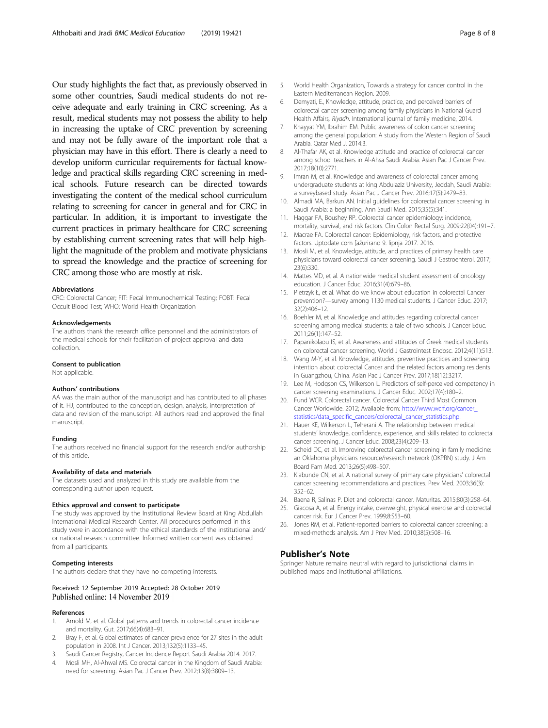Our study highlights the fact that, as previously observed in some other countries, Saudi medical students do not receive adequate and early training in CRC screening. As a result, medical students may not possess the ability to help in increasing the uptake of CRC prevention by screening and may not be fully aware of the important role that a physician may have in this effort. There is clearly a need to develop uniform curricular requirements for factual knowledge and practical skills regarding CRC screening in medical schools. Future research can be directed towards investigating the content of the medical school curriculum relating to screening for cancer in general and for CRC in particular. In addition, it is important to investigate the current practices in primary healthcare for CRC screening by establishing current screening rates that will help highlight the magnitude of the problem and motivate physicians to spread the knowledge and the practice of screening for CRC among those who are mostly at risk.

#### Abbreviations

CRC: Colorectal Cancer; FIT: Fecal Immunochemical Testing; FOBT: Fecal Occult Blood Test; WHO: World Health Organization

#### Acknowledgements

The authors thank the research office personnel and the administrators of the medical schools for their facilitation of project approval and data collection.

#### Consent to publication

Not applicable.

#### Authors' contributions

AA was the main author of the manuscript and has contributed to all phases of it. HJ, contributed to the conception, design, analysis, interpretation of data and revision of the manuscript. All authors read and approved the final manuscript.

#### Funding

The authors received no financial support for the research and/or authorship of this article.

#### Availability of data and materials

The datasets used and analyzed in this study are available from the corresponding author upon request.

#### Ethics approval and consent to participate

The study was approved by the Institutional Review Board at King Abdullah International Medical Research Center. All procedures performed in this study were in accordance with the ethical standards of the institutional and/or national research committee. Informed written consent was obtained from all participants.

#### Competing interests

The authors declare that they have no competing interests.

Received: 12 September 2019 Accepted: 28 October 2019
Published online: 14 November 2019

#### References

1. Arnold M, et al. Global patterns and trends in colorectal cancer incidence and mortality. Gut. 2017;66(4):683–91.
2. Bray F, et al. Global estimates of cancer prevalence for 27 sites in the adult population in 2008. Int J Cancer. 2013;132(5):1133–45.
3. Saudi Cancer Registry, Cancer Incidence Report Saudi Arabia 2014. 2017.
4. Mosli MH, Al-Ahwal MS. Colorectal cancer in the Kingdom of Saudi Arabia: need for screening. Asian Pac J Cancer Prev. 2012;13(8):3809–13.
5. World Health Organization, Towards a strategy for cancer control in the Eastern Mediterranean Region. 2009.
6. Demyati, E., Knowledge, attitude, practice, and perceived barriers of colorectal cancer screening among family physicians in National Guard Health Affairs, *Riyadh*. International journal of family medicine, 2014.
7. Khayyat YM, Ibrahim EM. Public awareness of colon cancer screening among the general population: A study from the Western Region of Saudi Arabia. Qatar Med J. 2014:3.
8. Al-Thafar AK, et al. Knowledge attitude and practice of colorectal cancer among school teachers in Al-Ahsa Saudi Arabia. Asian Pac J Cancer Prev. 2017;18(10):2771.
9. Imran M, et al. Knowledge and awareness of colorectal cancer among undergraduate students at king Abdulaziz University, Jeddah, Saudi Arabia: a surveybased study. Asian Pac J Cancer Prev. 2016;17(5):2479–83.
10. Almadi MA, Barkun AN. Initial guidelines for colorectal cancer screening in Saudi Arabia: a beginning. Ann Saudi Med. 2015;35(5):341.
11. Haggar FA, Boushey RP. Colorectal cancer epidemiology: incidence, mortality, survival, and risk factors. Clin Colon Rectal Surg. 2009;22(04):191–7.
12. Macrae FA. Colorectal cancer: Epidemiology, risk factors, and protective factors. Uptodate com [ažurirano 9. lipnja 2017. 2016.
13. Mosli M, et al. Knowledge, attitude, and practices of primary health care physicians toward colorectal cancer screening. Saudi J Gastroenterol. 2017;23(6):330.
14. Mattes MD, et al. A nationwide medical student assessment of oncology education. J Cancer Educ. 2016;31(4):679–86.
15. Pietrzyk Ł, et al. What do we know about education in colorectal Cancer prevention?—survey among 1130 medical students. J Cancer Educ. 2017;32(2):406–12.
16. Boehler M, et al. Knowledge and attitudes regarding colorectal cancer screening among medical students: a tale of two schools. J Cancer Educ. 2011;26(1):147–52.
17. Papanikolaou IS, et al. Awareness and attitudes of Greek medical students on colorectal cancer screening. World J Gastrointest Endosc. 2012;4(11):513.
18. Wang M-Y, et al. Knowledge, attitudes, preventive practices and screening intention about colorectal Cancer and the related factors among residents in Guangzhou, China. Asian Pac J Cancer Prev. 2017;18(12):3217.
19. Lee M, Hodgson CS, Wilkerson L. Predictors of self-perceived competency in cancer screening examinations. J Cancer Educ. 2002;17(4):180–2.
20. Fund WCR. Colorectal cancer. Colorectal Cancer Third Most Common Cancer Worldwide. 2012; Available from: http://www.wcrf.org/cancer_statistics/data_specific_cancers/colorectal_cancer_statistics.php.
21. Hauer KE, Wilkerson L, Teherani A. The relationship between medical students' knowledge, confidence, experience, and skills related to colorectal cancer screening. J Cancer Educ. 2008;23(4):209–13.
22. Scheid DC, et al. Improving colorectal cancer screening in family medicine: an Oklahoma physicians resource/research network (OKPRN) study. J Am Board Fam Med. 2013;26(5):498–507.
23. Klabunde CN, et al. A national survey of primary care physicians' colorectal cancer screening recommendations and practices. Prev Med. 2003;36(3):352–62.
24. Baena R, Salinas P. Diet and colorectal cancer. Maturitas. 2015;80(3):258–64.
25. Giacosa A, et al. Energy intake, overweight, physical exercise and colorectal cancer risk. Eur J Cancer Prev. 1999;8:S53–60.
26. Jones RM, et al. Patient-reported barriers to colorectal cancer screening: a mixed-methods analysis. Am J Prev Med. 2010;38(5):508–16.

## Publisher's Note

Springer Nature remains neutral with regard to jurisdictional claims in published maps and institutional affiliations.